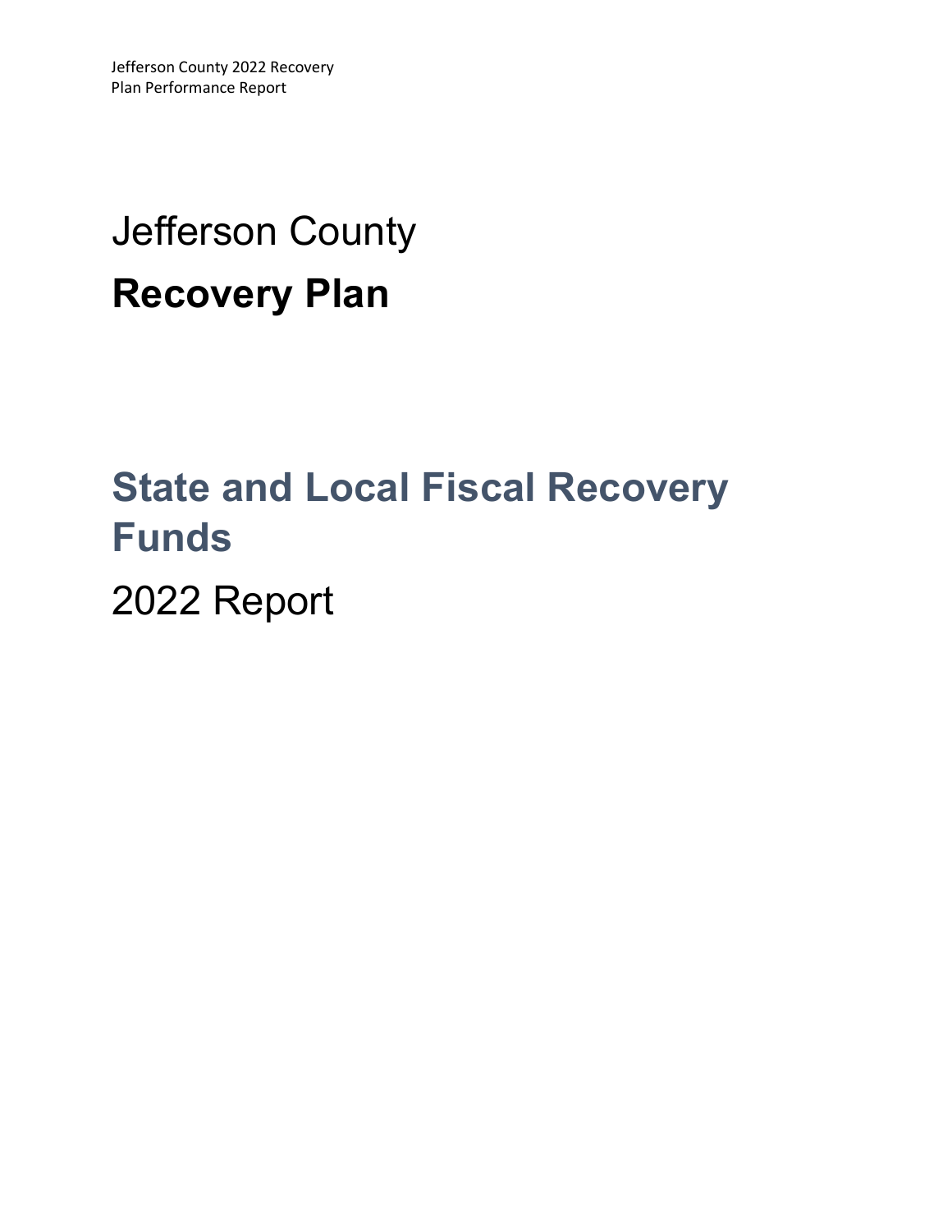# Jefferson County

# **Recovery Plan**

## State and Local Fiscal Recovery Funds

## 2022 Report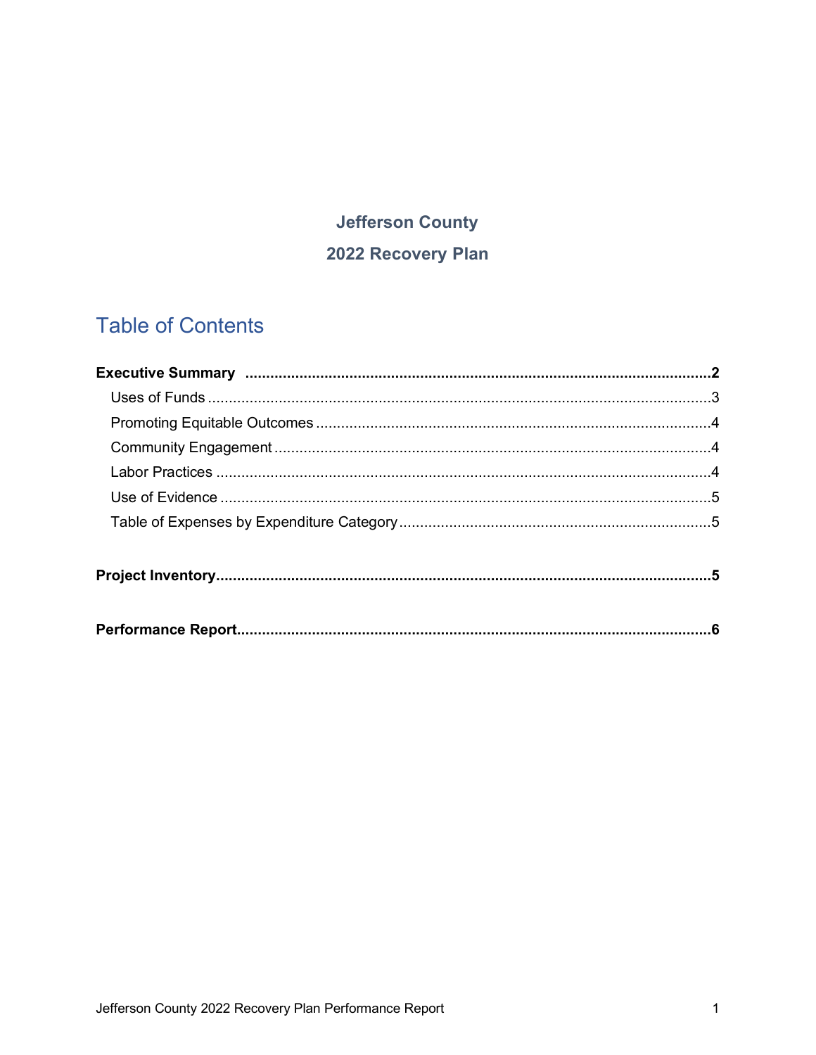**Jefferson County**

**2022 Recovery Plan**

## Table of Contents

**Executive Summary** .....2

- Uses of Funds .....3
- Promoting Equitable Outcomes .....4
- Community Engagement .....4
- Labor Practices .....4
- Use of Evidence .....5
- Table of Expenses by Expenditure Category .....5

**Project Inventory** .....5

**Performance Report** .....6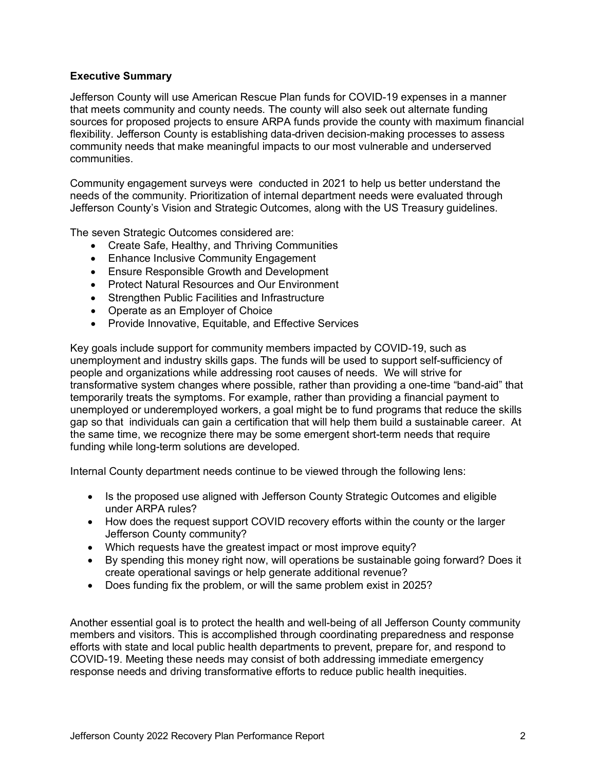**Executive Summary**

Jefferson County will use American Rescue Plan funds for COVID-19 expenses in a manner that meets community and county needs. The county will also seek out alternate funding sources for proposed projects to ensure ARPA funds provide the county with maximum financial flexibility. Jefferson County is establishing data-driven decision-making processes to assess community needs that make meaningful impacts to our most vulnerable and underserved communities.

Community engagement surveys were conducted in 2021 to help us better understand the needs of the community. Prioritization of internal department needs were evaluated through Jefferson County's Vision and Strategic Outcomes, along with the US Treasury guidelines.

The seven Strategic Outcomes considered are:

- Create Safe, Healthy, and Thriving Communities
- Enhance Inclusive Community Engagement
- Ensure Responsible Growth and Development
- Protect Natural Resources and Our Environment
- Strengthen Public Facilities and Infrastructure
- Operate as an Employer of Choice
- Provide Innovative, Equitable, and Effective Services

Key goals include support for community members impacted by COVID-19, such as unemployment and industry skills gaps. The funds will be used to support self-sufficiency of people and organizations while addressing root causes of needs. We will strive for transformative system changes where possible, rather than providing a one-time "band-aid" that temporarily treats the symptoms. For example, rather than providing a financial payment to unemployed or underemployed workers, a goal might be to fund programs that reduce the skills gap so that individuals can gain a certification that will help them build a sustainable career. At the same time, we recognize there may be some emergent short-term needs that require funding while long-term solutions are developed.

Internal County department needs continue to be viewed through the following lens:

- Is the proposed use aligned with Jefferson County Strategic Outcomes and eligible under ARPA rules?
- How does the request support COVID recovery efforts within the county or the larger Jefferson County community?
- Which requests have the greatest impact or most improve equity?
- By spending this money right now, will operations be sustainable going forward? Does it create operational savings or help generate additional revenue?
- Does funding fix the problem, or will the same problem exist in 2025?

Another essential goal is to protect the health and well-being of all Jefferson County community members and visitors. This is accomplished through coordinating preparedness and response efforts with state and local public health departments to prevent, prepare for, and respond to COVID-19. Meeting these needs may consist of both addressing immediate emergency response needs and driving transformative efforts to reduce public health inequities.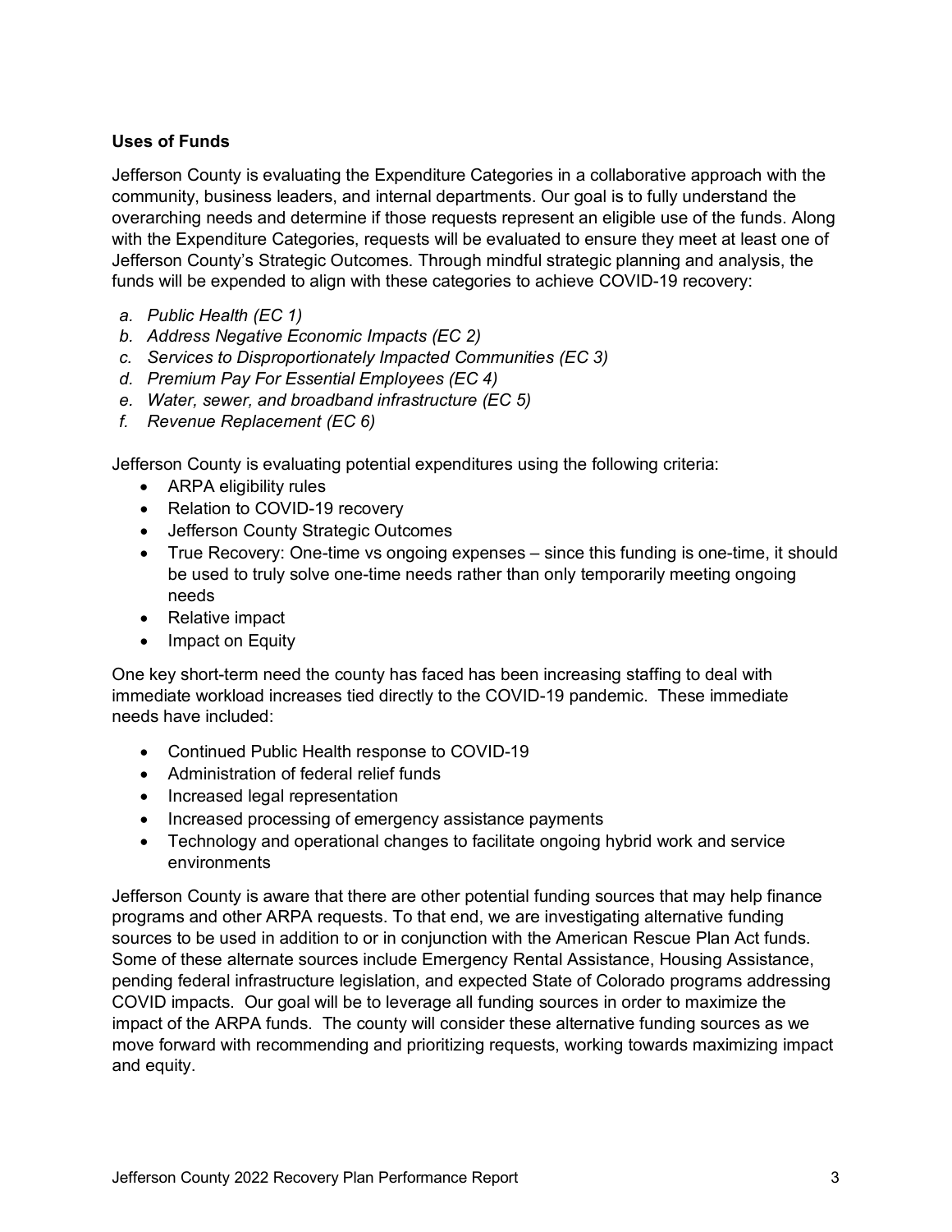## Uses of Funds

Jefferson County is evaluating the Expenditure Categories in a collaborative approach with the community, business leaders, and internal departments. Our goal is to fully understand the overarching needs and determine if those requests represent an eligible use of the funds. Along with the Expenditure Categories, requests will be evaluated to ensure they meet at least one of Jefferson County's Strategic Outcomes. Through mindful strategic planning and analysis, the funds will be expended to align with these categories to achieve COVID-19 recovery:

a. *Public Health (EC 1)*
b. *Address Negative Economic Impacts (EC 2)*
c. *Services to Disproportionately Impacted Communities (EC 3)*
d. *Premium Pay For Essential Employees (EC 4)*
e. *Water, sewer, and broadband infrastructure (EC 5)*
f. *Revenue Replacement (EC 6)*

Jefferson County is evaluating potential expenditures using the following criteria:

- ARPA eligibility rules
- Relation to COVID-19 recovery
- Jefferson County Strategic Outcomes
- True Recovery: One-time vs ongoing expenses – since this funding is one-time, it should be used to truly solve one-time needs rather than only temporarily meeting ongoing needs
- Relative impact
- Impact on Equity

One key short-term need the county has faced has been increasing staffing to deal with immediate workload increases tied directly to the COVID-19 pandemic. These immediate needs have included:

- Continued Public Health response to COVID-19
- Administration of federal relief funds
- Increased legal representation
- Increased processing of emergency assistance payments
- Technology and operational changes to facilitate ongoing hybrid work and service environments

Jefferson County is aware that there are other potential funding sources that may help finance programs and other ARPA requests. To that end, we are investigating alternative funding sources to be used in addition to or in conjunction with the American Rescue Plan Act funds. Some of these alternate sources include Emergency Rental Assistance, Housing Assistance, pending federal infrastructure legislation, and expected State of Colorado programs addressing COVID impacts. Our goal will be to leverage all funding sources in order to maximize the impact of the ARPA funds. The county will consider these alternative funding sources as we move forward with recommending and prioritizing requests, working towards maximizing impact and equity.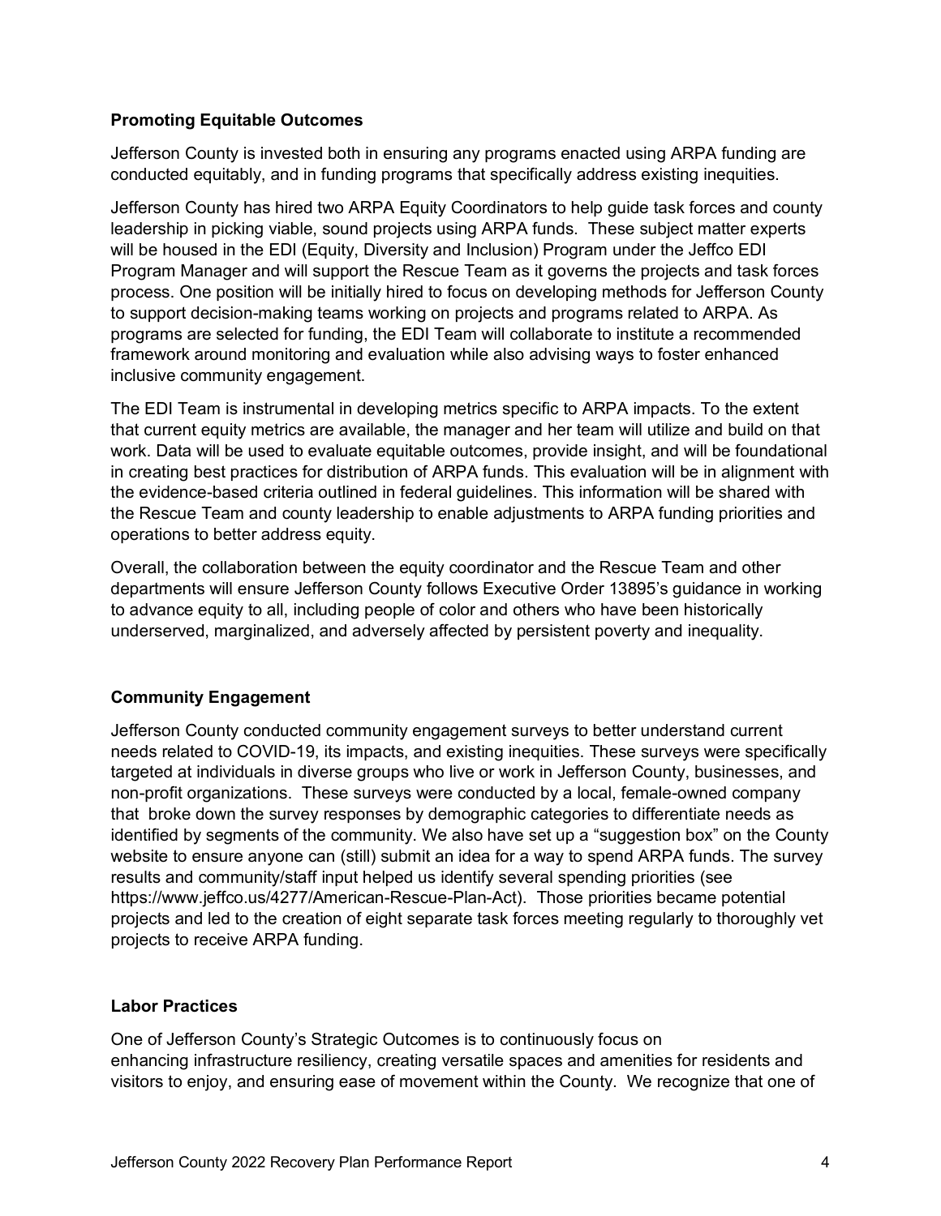### Promoting Equitable Outcomes

Jefferson County is invested both in ensuring any programs enacted using ARPA funding are conducted equitably, and in funding programs that specifically address existing inequities.

Jefferson County has hired two ARPA Equity Coordinators to help guide task forces and county leadership in picking viable, sound projects using ARPA funds. These subject matter experts will be housed in the EDI (Equity, Diversity and Inclusion) Program under the Jeffco EDI Program Manager and will support the Rescue Team as it governs the projects and task forces process. One position will be initially hired to focus on developing methods for Jefferson County to support decision-making teams working on projects and programs related to ARPA. As programs are selected for funding, the EDI Team will collaborate to institute a recommended framework around monitoring and evaluation while also advising ways to foster enhanced inclusive community engagement.

The EDI Team is instrumental in developing metrics specific to ARPA impacts. To the extent that current equity metrics are available, the manager and her team will utilize and build on that work. Data will be used to evaluate equitable outcomes, provide insight, and will be foundational in creating best practices for distribution of ARPA funds. This evaluation will be in alignment with the evidence-based criteria outlined in federal guidelines. This information will be shared with the Rescue Team and county leadership to enable adjustments to ARPA funding priorities and operations to better address equity.

Overall, the collaboration between the equity coordinator and the Rescue Team and other departments will ensure Jefferson County follows Executive Order 13895's guidance in working to advance equity to all, including people of color and others who have been historically underserved, marginalized, and adversely affected by persistent poverty and inequality.

### Community Engagement

Jefferson County conducted community engagement surveys to better understand current needs related to COVID-19, its impacts, and existing inequities. These surveys were specifically targeted at individuals in diverse groups who live or work in Jefferson County, businesses, and non-profit organizations. These surveys were conducted by a local, female-owned company that broke down the survey responses by demographic categories to differentiate needs as identified by segments of the community. We also have set up a "suggestion box" on the County website to ensure anyone can (still) submit an idea for a way to spend ARPA funds. The survey results and community/staff input helped us identify several spending priorities (see https://www.jeffco.us/4277/American-Rescue-Plan-Act). Those priorities became potential projects and led to the creation of eight separate task forces meeting regularly to thoroughly vet projects to receive ARPA funding.

### Labor Practices

One of Jefferson County's Strategic Outcomes is to continuously focus on enhancing infrastructure resiliency, creating versatile spaces and amenities for residents and visitors to enjoy, and ensuring ease of movement within the County. We recognize that one of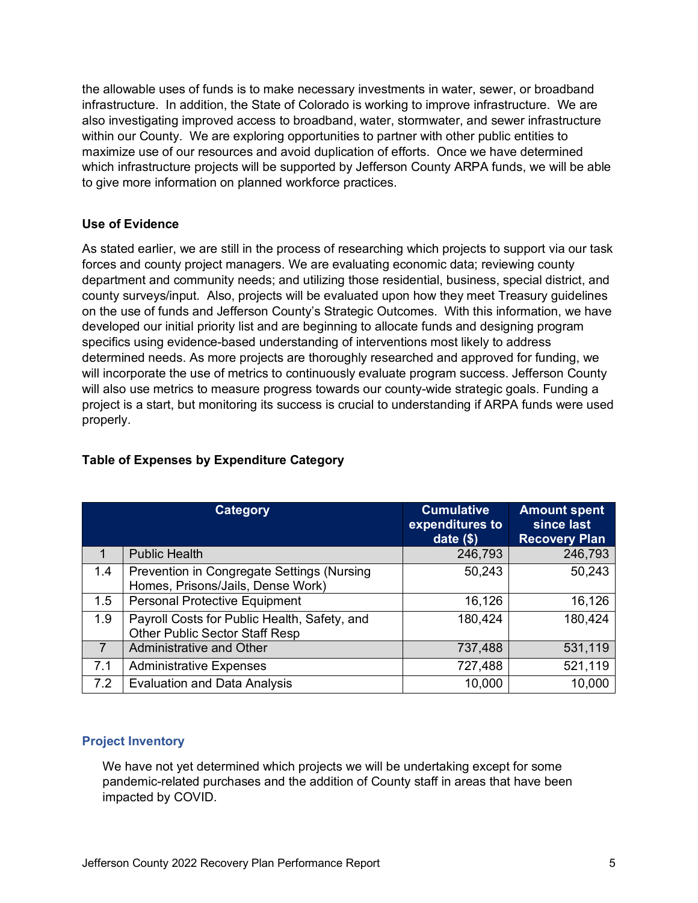the allowable uses of funds is to make necessary investments in water, sewer, or broadband infrastructure. In addition, the State of Colorado is working to improve infrastructure. We are also investigating improved access to broadband, water, stormwater, and sewer infrastructure within our County. We are exploring opportunities to partner with other public entities to maximize use of our resources and avoid duplication of efforts. Once we have determined which infrastructure projects will be supported by Jefferson County ARPA funds, we will be able to give more information on planned workforce practices.

### Use of Evidence

As stated earlier, we are still in the process of researching which projects to support via our task forces and county project managers. We are evaluating economic data; reviewing county department and community needs; and utilizing those residential, business, special district, and county surveys/input. Also, projects will be evaluated upon how they meet Treasury guidelines on the use of funds and Jefferson County's Strategic Outcomes. With this information, we have developed our initial priority list and are beginning to allocate funds and designing program specifics using evidence-based understanding of interventions most likely to address determined needs. As more projects are thoroughly researched and approved for funding, we will incorporate the use of metrics to continuously evaluate program success. Jefferson County will also use metrics to measure progress towards our county-wide strategic goals. Funding a project is a start, but monitoring its success is crucial to understanding if ARPA funds were used properly.

### Table of Expenses by Expenditure Category

| | Category | Cumulative expenditures to date ($) | Amount spent since last Recovery Plan |
|---|---|---|---|
| 1 | Public Health | 246,793 | 246,793 |
| 1.4 | Prevention in Congregate Settings (Nursing Homes, Prisons/Jails, Dense Work) | 50,243 | 50,243 |
| 1.5 | Personal Protective Equipment | 16,126 | 16,126 |
| 1.9 | Payroll Costs for Public Health, Safety, and Other Public Sector Staff Resp | 180,424 | 180,424 |
| 7 | Administrative and Other | 737,488 | 531,119 |
| 7.1 | Administrative Expenses | 727,488 | 521,119 |
| 7.2 | Evaluation and Data Analysis | 10,000 | 10,000 |

## Project Inventory

We have not yet determined which projects we will be undertaking except for some pandemic-related purchases and the addition of County staff in areas that have been impacted by COVID.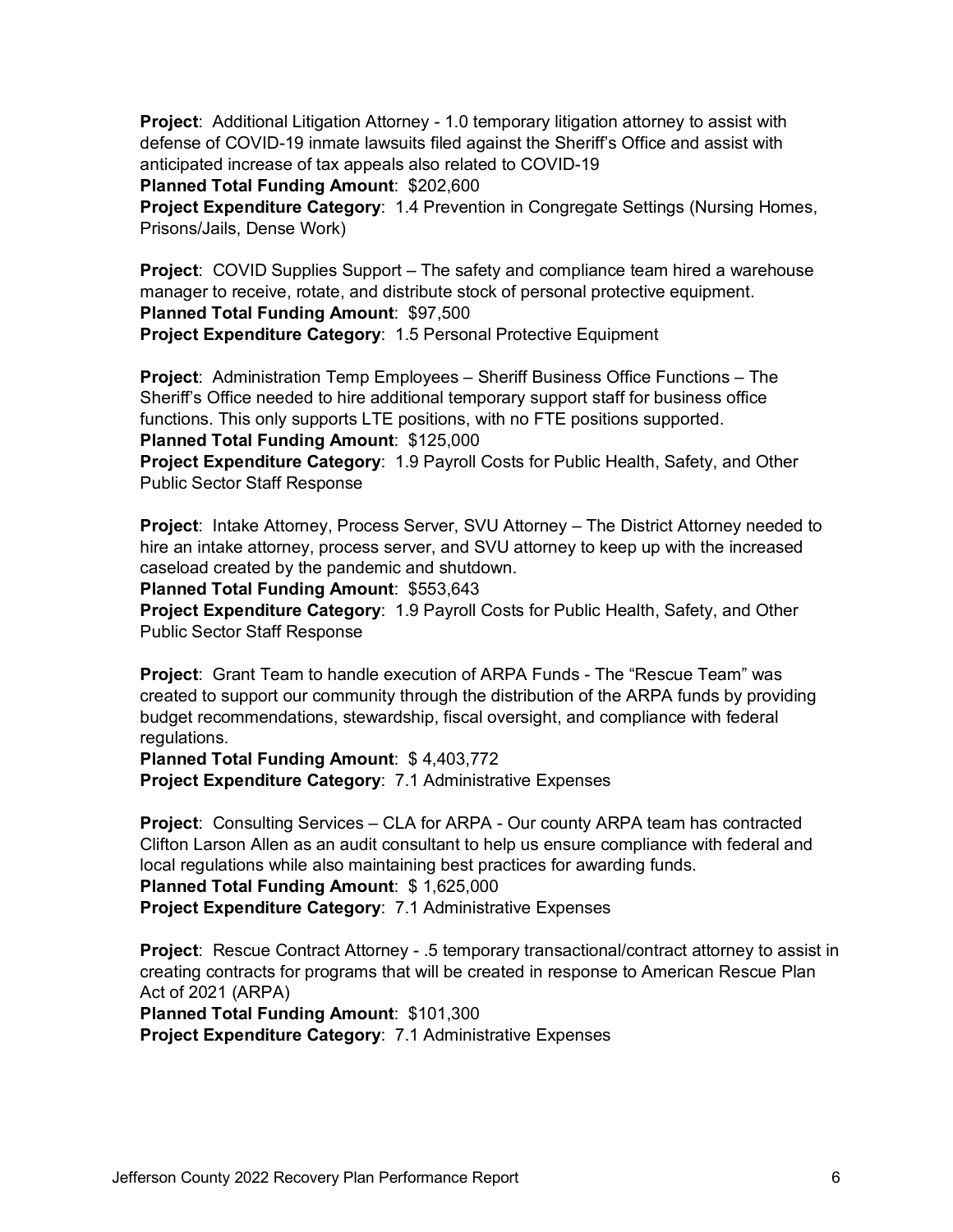**Project**: Additional Litigation Attorney - 1.0 temporary litigation attorney to assist with defense of COVID-19 inmate lawsuits filed against the Sheriff's Office and assist with anticipated increase of tax appeals also related to COVID-19
**Planned Total Funding Amount**: $202,600
**Project Expenditure Category**: 1.4 Prevention in Congregate Settings (Nursing Homes, Prisons/Jails, Dense Work)

**Project**: COVID Supplies Support – The safety and compliance team hired a warehouse manager to receive, rotate, and distribute stock of personal protective equipment.
**Planned Total Funding Amount**: $97,500
**Project Expenditure Category**: 1.5 Personal Protective Equipment

**Project**: Administration Temp Employees – Sheriff Business Office Functions – The Sheriff's Office needed to hire additional temporary support staff for business office functions. This only supports LTE positions, with no FTE positions supported.
**Planned Total Funding Amount**: $125,000
**Project Expenditure Category**: 1.9 Payroll Costs for Public Health, Safety, and Other Public Sector Staff Response

**Project**: Intake Attorney, Process Server, SVU Attorney – The District Attorney needed to hire an intake attorney, process server, and SVU attorney to keep up with the increased caseload created by the pandemic and shutdown.
**Planned Total Funding Amount**: $553,643
**Project Expenditure Category**: 1.9 Payroll Costs for Public Health, Safety, and Other Public Sector Staff Response

**Project**: Grant Team to handle execution of ARPA Funds - The "Rescue Team" was created to support our community through the distribution of the ARPA funds by providing budget recommendations, stewardship, fiscal oversight, and compliance with federal regulations.
**Planned Total Funding Amount**: $ 4,403,772
**Project Expenditure Category**: 7.1 Administrative Expenses

**Project**: Consulting Services – CLA for ARPA - Our county ARPA team has contracted Clifton Larson Allen as an audit consultant to help us ensure compliance with federal and local regulations while also maintaining best practices for awarding funds.
**Planned Total Funding Amount**: $ 1,625,000
**Project Expenditure Category**: 7.1 Administrative Expenses

**Project**: Rescue Contract Attorney - .5 temporary transactional/contract attorney to assist in creating contracts for programs that will be created in response to American Rescue Plan Act of 2021 (ARPA)
**Planned Total Funding Amount**: $101,300
**Project Expenditure Category**: 7.1 Administrative Expenses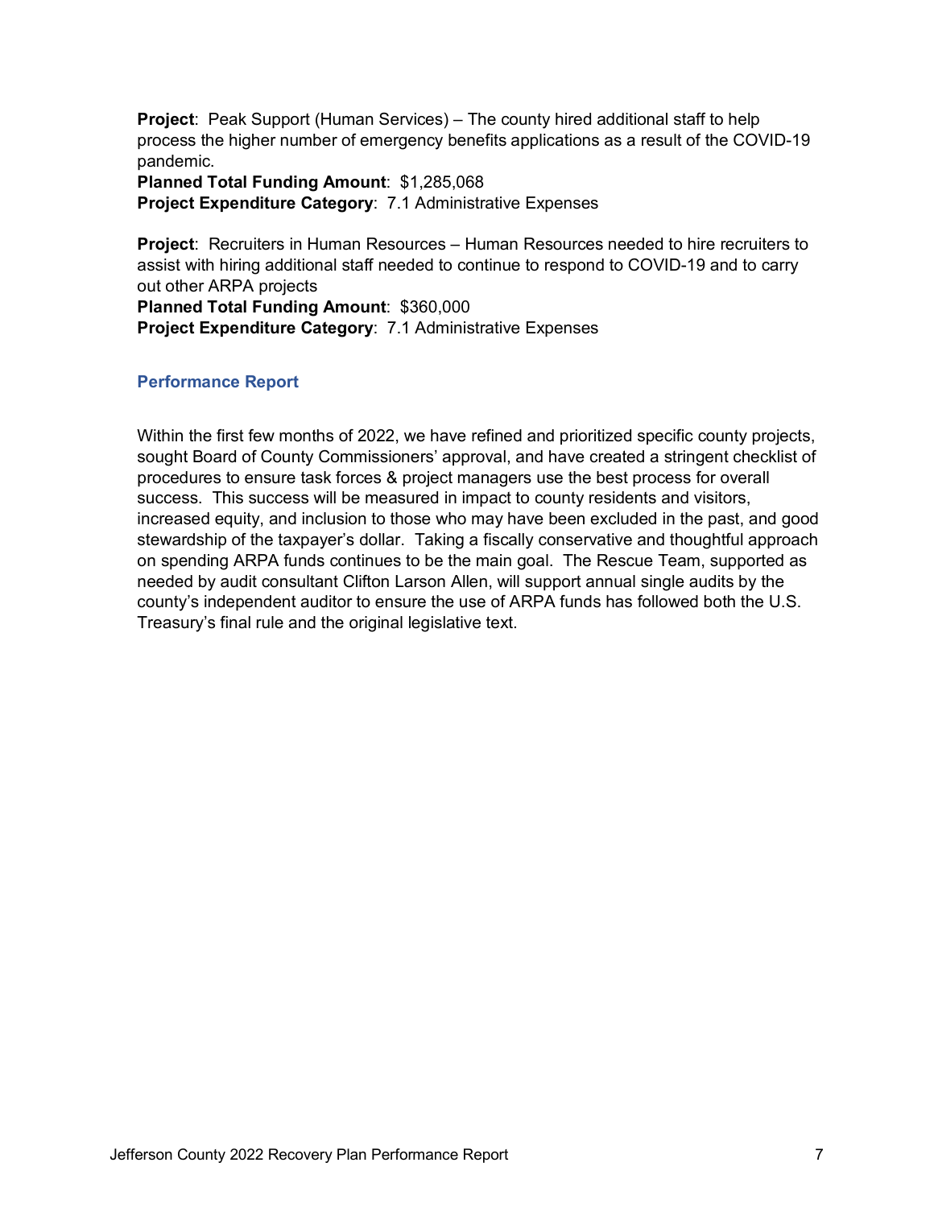**Project**: Peak Support (Human Services) – The county hired additional staff to help process the higher number of emergency benefits applications as a result of the COVID-19 pandemic.
**Planned Total Funding Amount**: $1,285,068
**Project Expenditure Category**: 7.1 Administrative Expenses

**Project**: Recruiters in Human Resources – Human Resources needed to hire recruiters to assist with hiring additional staff needed to continue to respond to COVID-19 and to carry out other ARPA projects
**Planned Total Funding Amount**: $360,000
**Project Expenditure Category**: 7.1 Administrative Expenses

## Performance Report

Within the first few months of 2022, we have refined and prioritized specific county projects, sought Board of County Commissioners' approval, and have created a stringent checklist of procedures to ensure task forces & project managers use the best process for overall success. This success will be measured in impact to county residents and visitors, increased equity, and inclusion to those who may have been excluded in the past, and good stewardship of the taxpayer's dollar. Taking a fiscally conservative and thoughtful approach on spending ARPA funds continues to be the main goal. The Rescue Team, supported as needed by audit consultant Clifton Larson Allen, will support annual single audits by the county's independent auditor to ensure the use of ARPA funds has followed both the U.S. Treasury's final rule and the original legislative text.